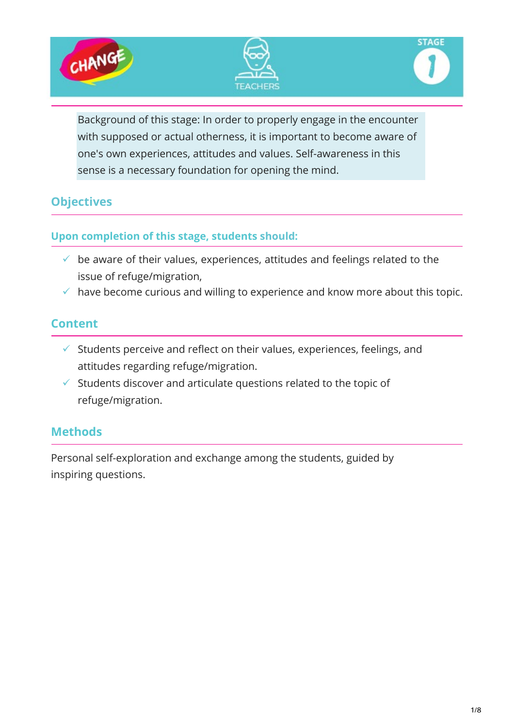CHANGE — TEACHERS — STAGE 1

Background of this stage: In order to properly engage in the encounter with supposed or actual otherness, it is important to become aware of one's own experiences, attitudes and values. Self-awareness in this sense is a necessary foundation for opening the mind.

## Objectives

### Upon completion of this stage, students should:

- ✓ be aware of their values, experiences, attitudes and feelings related to the issue of refuge/migration,
- ✓ have become curious and willing to experience and know more about this topic.

## Content

- ✓ Students perceive and reflect on their values, experiences, feelings, and attitudes regarding refuge/migration.
- ✓ Students discover and articulate questions related to the topic of refuge/migration.

## Methods

Personal self-exploration and exchange among the students, guided by inspiring questions.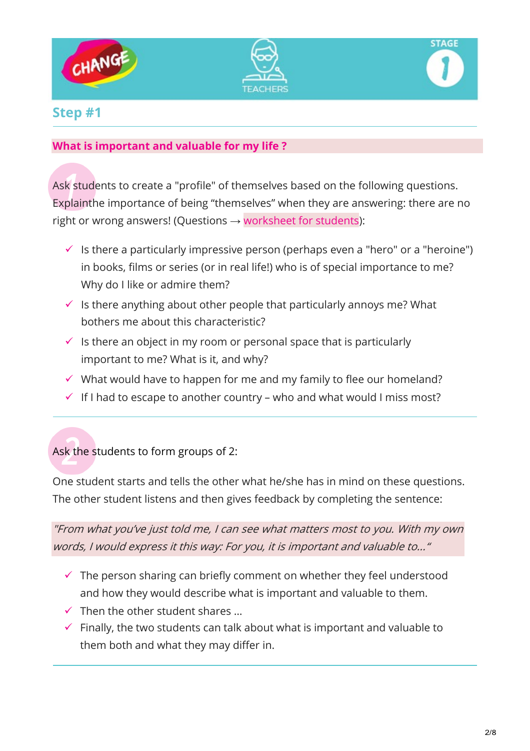## Step #1

### What is important and valuable for my life ?

1 Ask students to create a "profile" of themselves based on the following questions. Explainthe importance of being “themselves” when they are answering: there are no right or wrong answers! (Questions → worksheet for students):

- ✓ Is there a particularly impressive person (perhaps even a "hero" or a "heroine") in books, films or series (or in real life!) who is of special importance to me? Why do I like or admire them?
- ✓ Is there anything about other people that particularly annoys me? What bothers me about this characteristic?
- ✓ Is there an object in my room or personal space that is particularly important to me? What is it, and why?
- ✓ What would have to happen for me and my family to flee our homeland?
- ✓ If I had to escape to another country – who and what would I miss most?

2 Ask the students to form groups of 2:

One student starts and tells the other what he/she has in mind on these questions. The other student listens and then gives feedback by completing the sentence:

*"From what you've just told me, I can see what matters most to you. With my own words, I would express it this way: For you, it is important and valuable to..."*

- ✓ The person sharing can briefly comment on whether they feel understood and how they would describe what is important and valuable to them.
- ✓ Then the other student shares ...
- ✓ Finally, the two students can talk about what is important and valuable to them both and what they may differ in.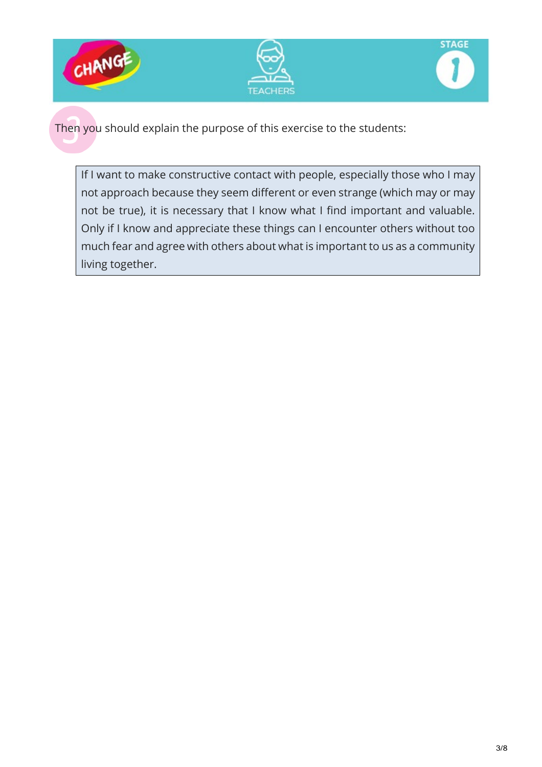3 Then you should explain the purpose of this exercise to the students:

> If I want to make constructive contact with people, especially those who I may not approach because they seem different or even strange (which may or may not be true), it is necessary that I know what I find important and valuable. Only if I know and appreciate these things can I encounter others without too much fear and agree with others about what is important to us as a community living together.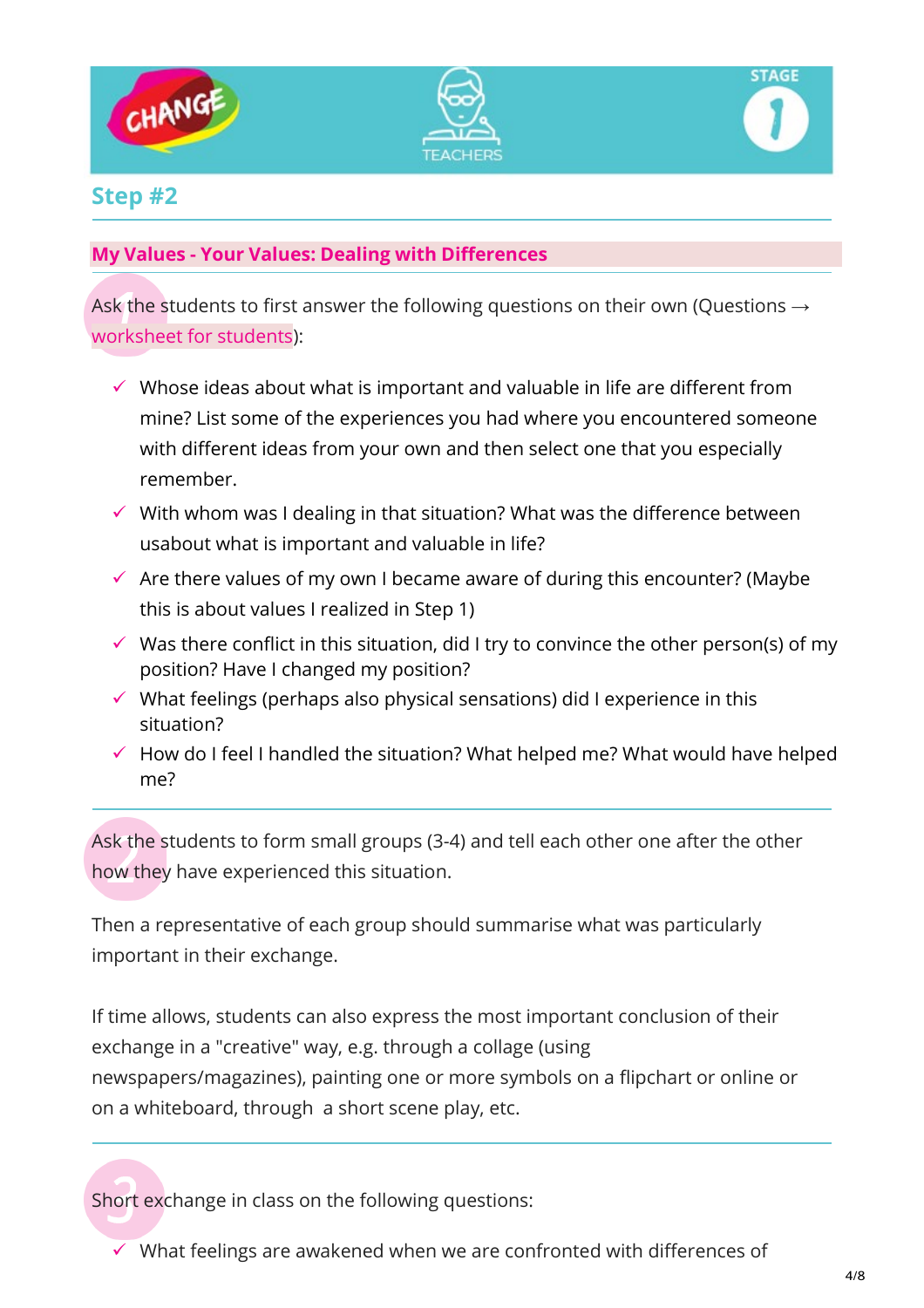## Step #2

### My Values - Your Values: Dealing with Differences

1. Ask the students to first answer the following questions on their own (Questions → worksheet for students):

- ✓ Whose ideas about what is important and valuable in life are different from mine? List some of the experiences you had where you encountered someone with different ideas from your own and then select one that you especially remember.
- ✓ With whom was I dealing in that situation? What was the difference between usabout what is important and valuable in life?
- ✓ Are there values of my own I became aware of during this encounter? (Maybe this is about values I realized in Step 1)
- ✓ Was there conflict in this situation, did I try to convince the other person(s) of my position? Have I changed my position?
- ✓ What feelings (perhaps also physical sensations) did I experience in this situation?
- ✓ How do I feel I handled the situation? What helped me? What would have helped me?

2. Ask the students to form small groups (3-4) and tell each other one after the other how they have experienced this situation.

Then a representative of each group should summarise what was particularly important in their exchange.

If time allows, students can also express the most important conclusion of their exchange in a "creative" way, e.g. through a collage (using newspapers/magazines), painting one or more symbols on a flipchart or online or on a whiteboard, through a short scene play, etc.

3. Short exchange in class on the following questions:

- ✓ What feelings are awakened when we are confronted with differences of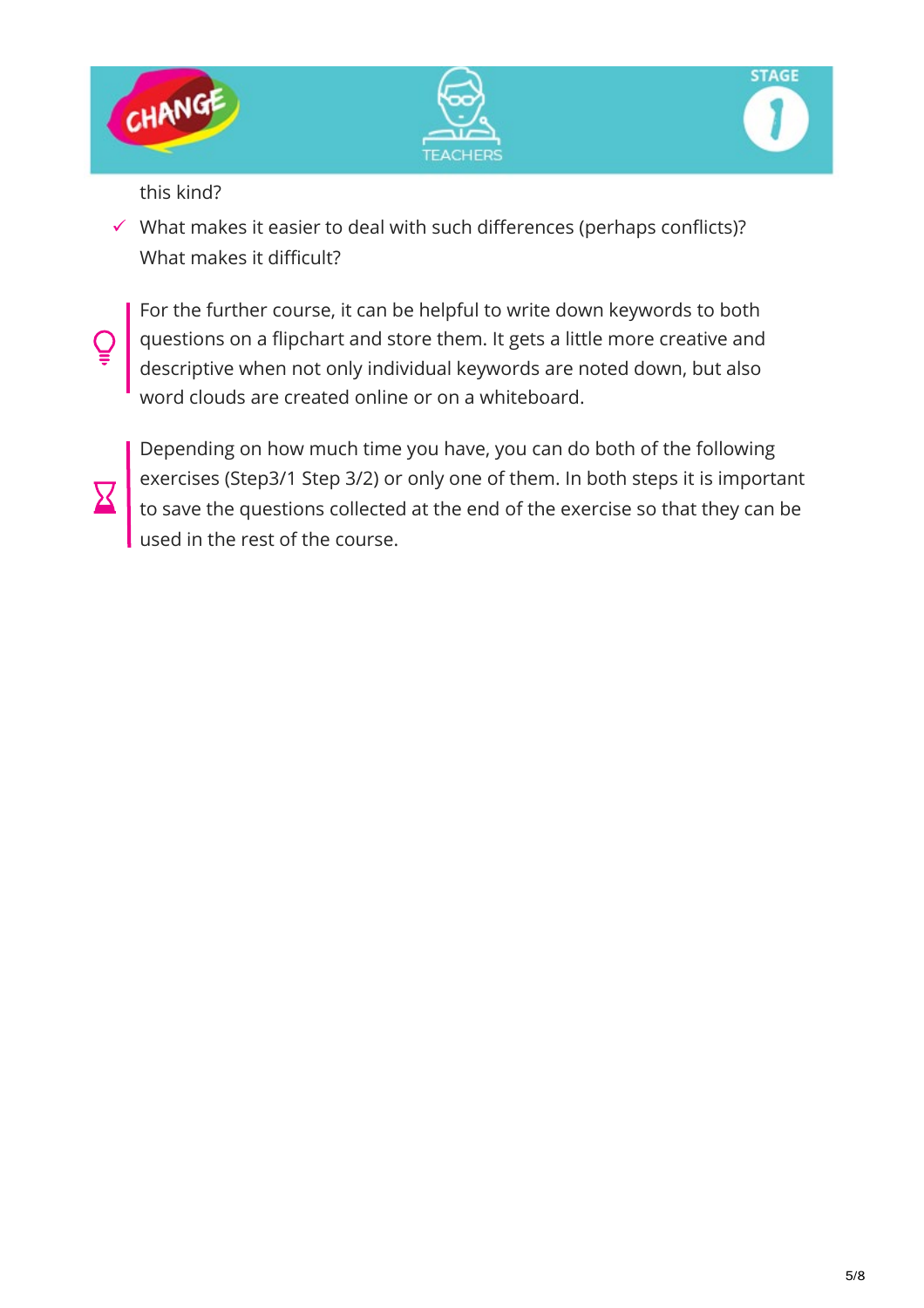this kind?

- What makes it easier to deal with such differences (perhaps conflicts)? What makes it difficult?

For the further course, it can be helpful to write down keywords to both questions on a flipchart and store them. It gets a little more creative and descriptive when not only individual keywords are noted down, but also word clouds are created online or on a whiteboard.

Depending on how much time you have, you can do both of the following exercises (Step3/1 Step 3/2) or only one of them. In both steps it is important to save the questions collected at the end of the exercise so that they can be used in the rest of the course.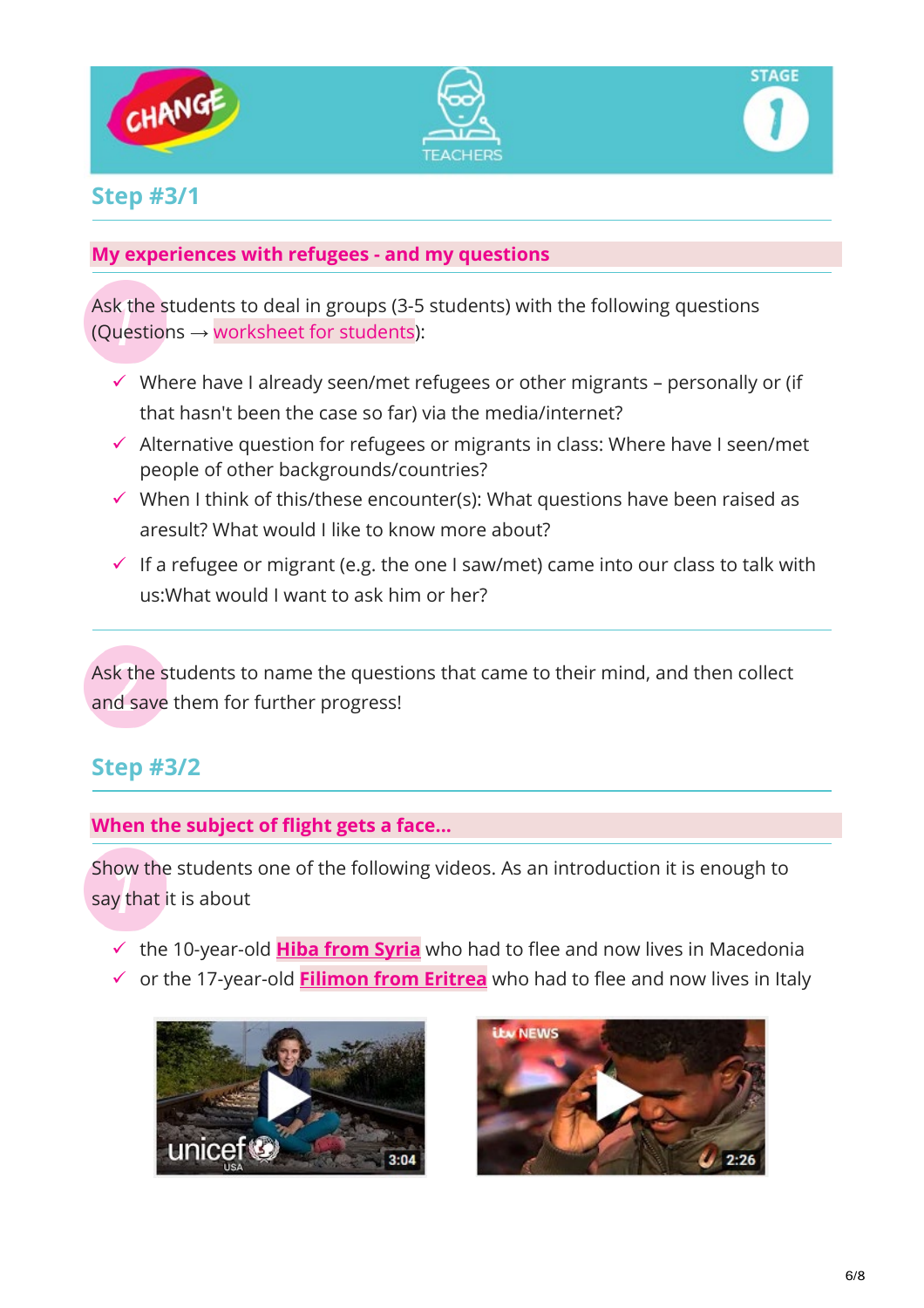## Step #3/1

### My experiences with refugees - and my questions

1. Ask the students to deal in groups (3-5 students) with the following questions (Questions → worksheet for students):

- ✓ Where have I already seen/met refugees or other migrants – personally or (if that hasn't been the case so far) via the media/internet?
- ✓ Alternative question for refugees or migrants in class: Where have I seen/met people of other backgrounds/countries?
- ✓ When I think of this/these encounter(s): What questions have been raised as aresult? What would I like to know more about?
- ✓ If a refugee or migrant (e.g. the one I saw/met) came into our class to talk with us:What would I want to ask him or her?

2. Ask the students to name the questions that came to their mind, and then collect and save them for further progress!

## Step #3/2

### When the subject of flight gets a face...

1. Show the students one of the following videos. As an introduction it is enough to say that it is about

- ✓ the 10-year-old **Hiba from Syria** who had to flee and now lives in Macedonia
- ✓ or the 17-year-old **Filimon from Eritrea** who had to flee and now lives in Italy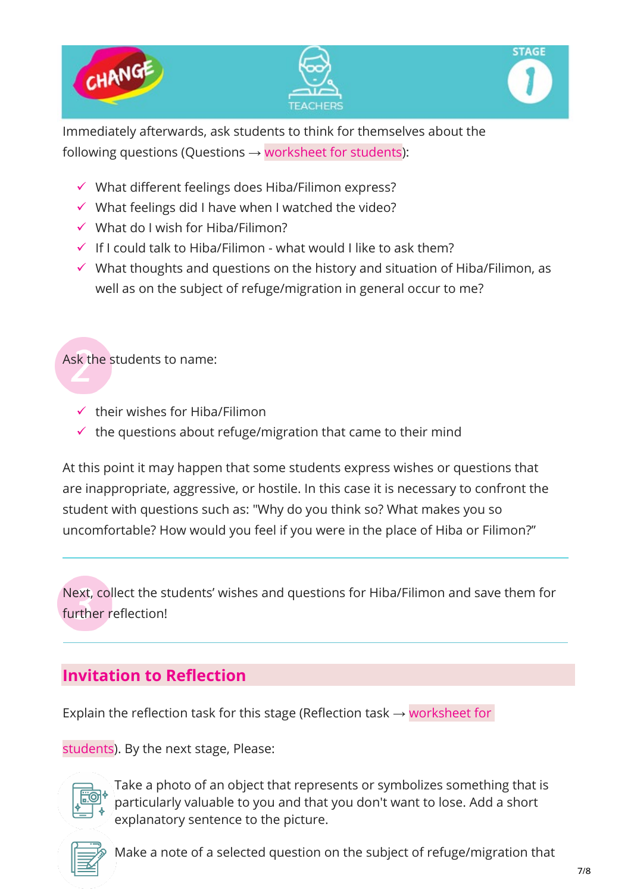Immediately afterwards, ask students to think for themselves about the following questions (Questions → worksheet for students):

- ✓ What different feelings does Hiba/Filimon express?
- ✓ What feelings did I have when I watched the video?
- ✓ What do I wish for Hiba/Filimon?
- ✓ If I could talk to Hiba/Filimon - what would I like to ask them?
- ✓ What thoughts and questions on the history and situation of Hiba/Filimon, as well as on the subject of refuge/migration in general occur to me?

2

Ask the students to name:

- ✓ their wishes for Hiba/Filimon
- ✓ the questions about refuge/migration that came to their mind

At this point it may happen that some students express wishes or questions that are inappropriate, aggressive, or hostile. In this case it is necessary to confront the student with questions such as: "Why do you think so? What makes you so uncomfortable? How would you feel if you were in the place of Hiba or Filimon?"

---

3

Next, collect the students' wishes and questions for Hiba/Filimon and save them for further reflection!

---

## Invitation to Reflection

Explain the reflection task for this stage (Reflection task → worksheet for students). By the next stage, Please:

Take a photo of an object that represents or symbolizes something that is particularly valuable to you and that you don't want to lose. Add a short explanatory sentence to the picture.

Make a note of a selected question on the subject of refuge/migration that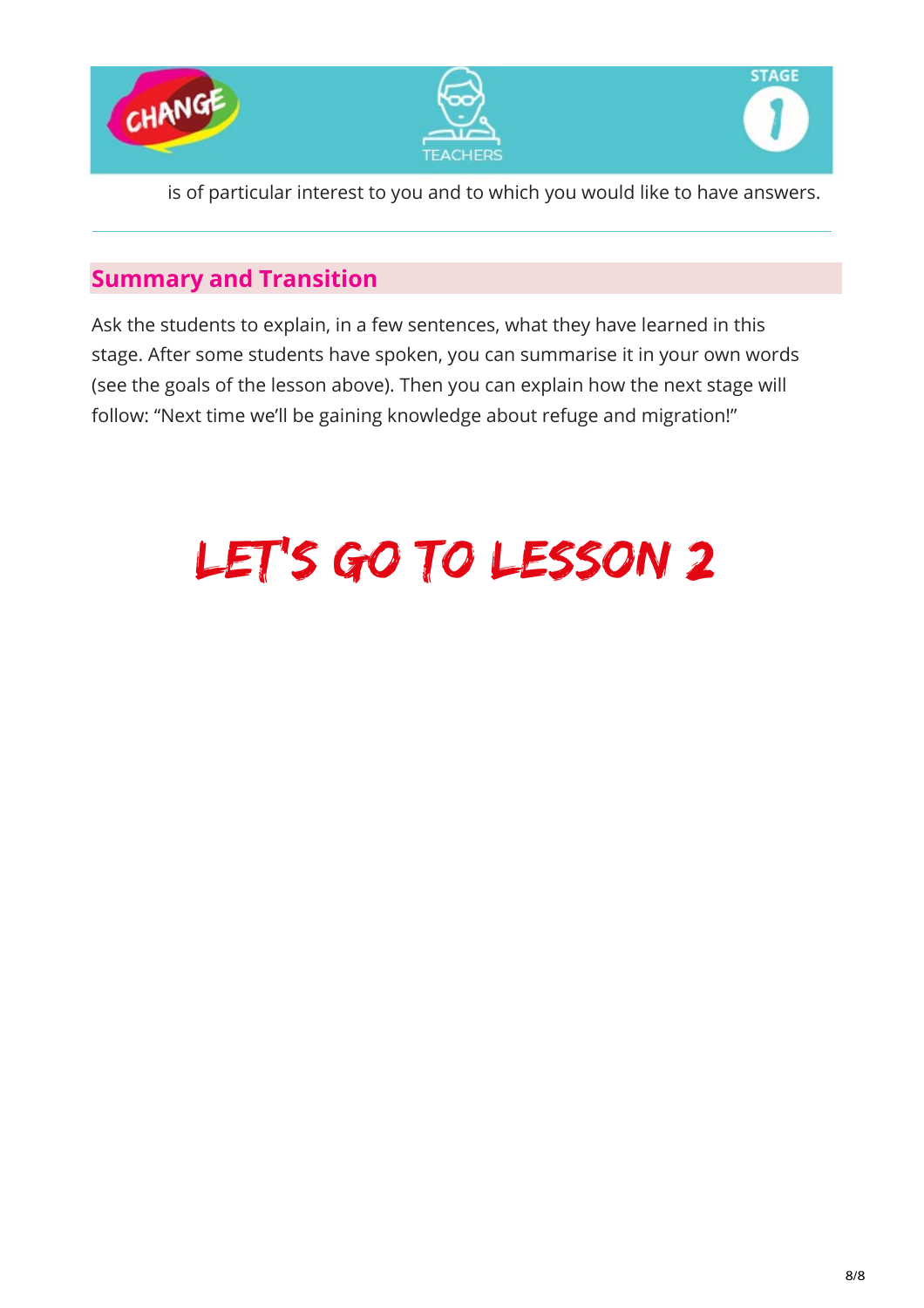is of particular interest to you and to which you would like to have answers.

---

## Summary and Transition

Ask the students to explain, in a few sentences, what they have learned in this stage. After some students have spoken, you can summarise it in your own words (see the goals of the lesson above). Then you can explain how the next stage will follow: “Next time we’ll be gaining knowledge about refuge and migration!”

# LET'S GO TO LESSON 2